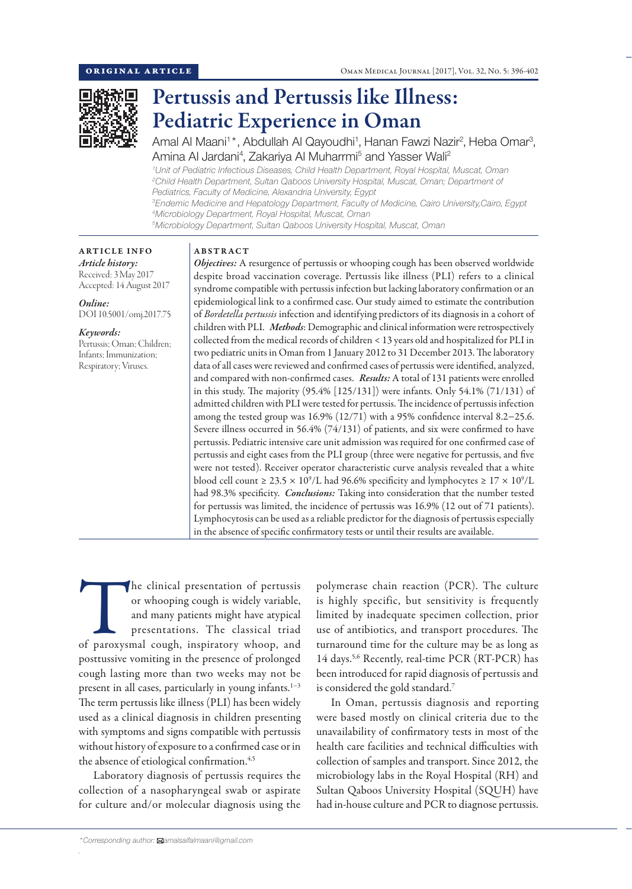ORIGINAL ARTICLE

# Pertussis and Pertussis like Illness: Pediatric Experience in Oman

Amal Al Maani[1]*, Abdullah Al Qayoudhi[1], Hanan Fawzi Nazir[2], Heba Omar[3], Amina Al Jardani[4], Zakariya Al Muharrmi[5] and Yasser Wali[2]

[1]Unit of Pediatric Infectious Diseases, Child Health Department, Royal Hospital, Muscat, Oman
[2]Child Health Department, Sultan Qaboos University Hospital, Muscat, Oman; Department of Pediatrics, Faculty of Medicine, Alexandria University, Egypt
[3]Endemic Medicine and Hepatology Department, Faculty of Medicine, Cairo University,Cairo, Egypt
[4]Microbiology Department, Royal Hospital, Muscat, Oman
[5]Microbiology Department, Sultan Qaboos University Hospital, Muscat, Oman

**ARTICLE INFO**

*Article history:*
Received: 3 May 2017
Accepted: 14 August 2017

*Online:*
DOI 10.5001/omj.2017.75

*Keywords:*
Pertussis; Oman; Children; Infants; Immunization; Respiratory; Viruses.

**ABSTRACT**

***Objectives:*** A resurgence of pertussis or whooping cough has been observed worldwide despite broad vaccination coverage. Pertussis like illness (PLI) refers to a clinical syndrome compatible with pertussis infection but lacking laboratory confirmation or an epidemiological link to a confirmed case. Our study aimed to estimate the contribution of *Bordetella pertussis* infection and identifying predictors of its diagnosis in a cohort of children with PLI. ***Methods***: Demographic and clinical information were retrospectively collected from the medical records of children < 13 years old and hospitalized for PLI in two pediatric units in Oman from 1 January 2012 to 31 December 2013. The laboratory data of all cases were reviewed and confirmed cases of pertussis were identified, analyzed, and compared with non-confirmed cases. ***Results:*** A total of 131 patients were enrolled in this study. The majority (95.4% [125/131]) were infants. Only 54.1% (71/131) of admitted children with PLI were tested for pertussis. The incidence of pertussis infection among the tested group was 16.9% (12/71) with a 95% confidence interval 8.2–25.6. Severe illness occurred in 56.4% (74/131) of patients, and six were confirmed to have pertussis. Pediatric intensive care unit admission was required for one confirmed case of pertussis and eight cases from the PLI group (three were negative for pertussis, and five were not tested). Receiver operator characteristic curve analysis revealed that a white blood cell count $\geq 23.5 \times 10^9$/L had 96.6% specificity and lymphocytes $\geq 17 \times 10^9$/L had 98.3% specificity. ***Conclusions:*** Taking into consideration that the number tested for pertussis was limited, the incidence of pertussis was 16.9% (12 out of 71 patients). Lymphocytosis can be used as a reliable predictor for the diagnosis of pertussis especially in the absence of specific confirmatory tests or until their results are available.

The clinical presentation of pertussis or whooping cough is widely variable, and many patients might have atypical presentations. The classical triad of paroxysmal cough, inspiratory whoop, and posttussive vomiting in the presence of prolonged cough lasting more than two weeks may not be present in all cases, particularly in young infants.[1–3] The term pertussis like illness (PLI) has been widely used as a clinical diagnosis in children presenting with symptoms and signs compatible with pertussis without history of exposure to a confirmed case or in the absence of etiological confirmation.[4,5]

Laboratory diagnosis of pertussis requires the collection of a nasopharyngeal swab or aspirate for culture and/or molecular diagnosis using the polymerase chain reaction (PCR). The culture is highly specific, but sensitivity is frequently limited by inadequate specimen collection, prior use of antibiotics, and transport procedures. The turnaround time for the culture may be as long as 14 days.[5,6] Recently, real-time PCR (RT-PCR) has been introduced for rapid diagnosis of pertussis and is considered the gold standard.[7]

In Oman, pertussis diagnosis and reporting were based mostly on clinical criteria due to the unavailability of confirmatory tests in most of the health care facilities and technical difficulties with collection of samples and transport. Since 2012, the microbiology labs in the Royal Hospital (RH) and Sultan Qaboos University Hospital (SQUH) have had in-house culture and PCR to diagnose pertussis.

*Corresponding author: amalsaifalmaani@gmail.com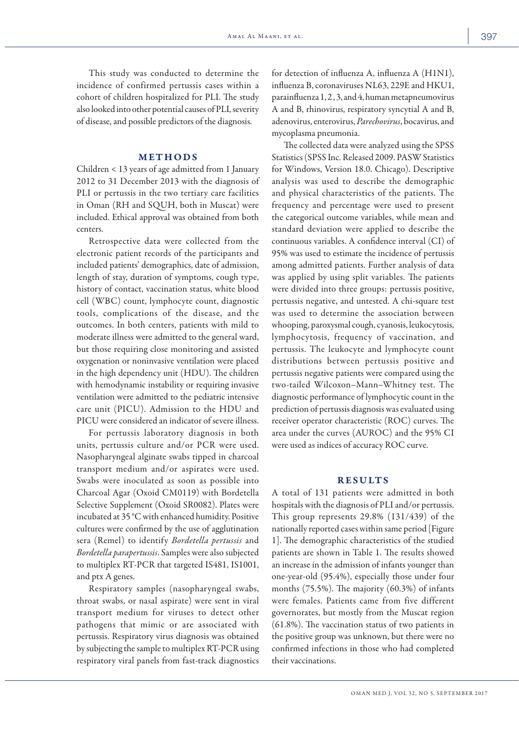This study was conducted to determine the incidence of confirmed pertussis cases within a cohort of children hospitalized for PLI. The study also looked into other potential causes of PLI, severity of disease, and possible predictors of the diagnosis.

## METHODS

Children < 13 years of age admitted from 1 January 2012 to 31 December 2013 with the diagnosis of PLI or pertussis in the two tertiary care facilities in Oman (RH and SQUH, both in Muscat) were included. Ethical approval was obtained from both centers.

Retrospective data were collected from the electronic patient records of the participants and included patients' demographics, date of admission, length of stay, duration of symptoms, cough type, history of contact, vaccination status, white blood cell (WBC) count, lymphocyte count, diagnostic tools, complications of the disease, and the outcomes. In both centers, patients with mild to moderate illness were admitted to the general ward, but those requiring close monitoring and assisted oxygenation or noninvasive ventilation were placed in the high dependency unit (HDU). The children with hemodynamic instability or requiring invasive ventilation were admitted to the pediatric intensive care unit (PICU). Admission to the HDU and PICU were considered an indicator of severe illness.

For pertussis laboratory diagnosis in both units, pertussis culture and/or PCR were used. Nasopharyngeal alginate swabs tipped in charcoal transport medium and/or aspirates were used. Swabs were inoculated as soon as possible into Charcoal Agar (Oxoid CM0119) with Bordetella Selective Supplement (Oxoid SR0082). Plates were incubated at 35 °C with enhanced humidity. Positive cultures were confirmed by the use of agglutination sera (Remel) to identify *Bordetella pertussis* and *Bordetella parapertussis*. Samples were also subjected to multiplex RT-PCR that targeted IS481, IS1001, and ptx A genes.

Respiratory samples (nasopharyngeal swabs, throat swabs, or nasal aspirate) were sent in viral transport medium for viruses to detect other pathogens that mimic or are associated with pertussis. Respiratory virus diagnosis was obtained by subjecting the sample to multiplex RT-PCR using respiratory viral panels from fast-track diagnostics for detection of influenza A, influenza A (H1N1), influenza B, coronaviruses NL63, 229E and HKU1, parainfluenza 1, 2, 3, and 4, human metapneumovirus A and B, rhinovirus, respiratory syncytial A and B, adenovirus, enterovirus, *Parechovirus*, bocavirus, and mycoplasma pneumonia.

The collected data were analyzed using the SPSS Statistics (SPSS Inc. Released 2009. PASW Statistics for Windows, Version 18.0. Chicago). Descriptive analysis was used to describe the demographic and physical characteristics of the patients. The frequency and percentage were used to present the categorical outcome variables, while mean and standard deviation were applied to describe the continuous variables. A confidence interval (CI) of 95% was used to estimate the incidence of pertussis among admitted patients. Further analysis of data was applied by using split variables. The patients were divided into three groups: pertussis positive, pertussis negative, and untested. A chi-square test was used to determine the association between whooping, paroxysmal cough, cyanosis, leukocytosis, lymphocytosis, frequency of vaccination, and pertussis. The leukocyte and lymphocyte count distributions between pertussis positive and pertussis negative patients were compared using the two-tailed Wilcoxon–Mann–Whitney test. The diagnostic performance of lymphocytic count in the prediction of pertussis diagnosis was evaluated using receiver operator characteristic (ROC) curves. The area under the curves (AUROC) and the 95% CI were used as indices of accuracy ROC curve.

## RESULTS

A total of 131 patients were admitted in both hospitals with the diagnosis of PLI and/or pertussis. This group represents 29.8% (131/439) of the nationally reported cases within same period [Figure 1]. The demographic characteristics of the studied patients are shown in Table 1. The results showed an increase in the admission of infants younger than one-year-old (95.4%), especially those under four months (75.5%). The majority (60.3%) of infants were females. Patients came from five different governorates, but mostly from the Muscat region (61.8%). The vaccination status of two patients in the positive group was unknown, but there were no confirmed infections in those who had completed their vaccinations.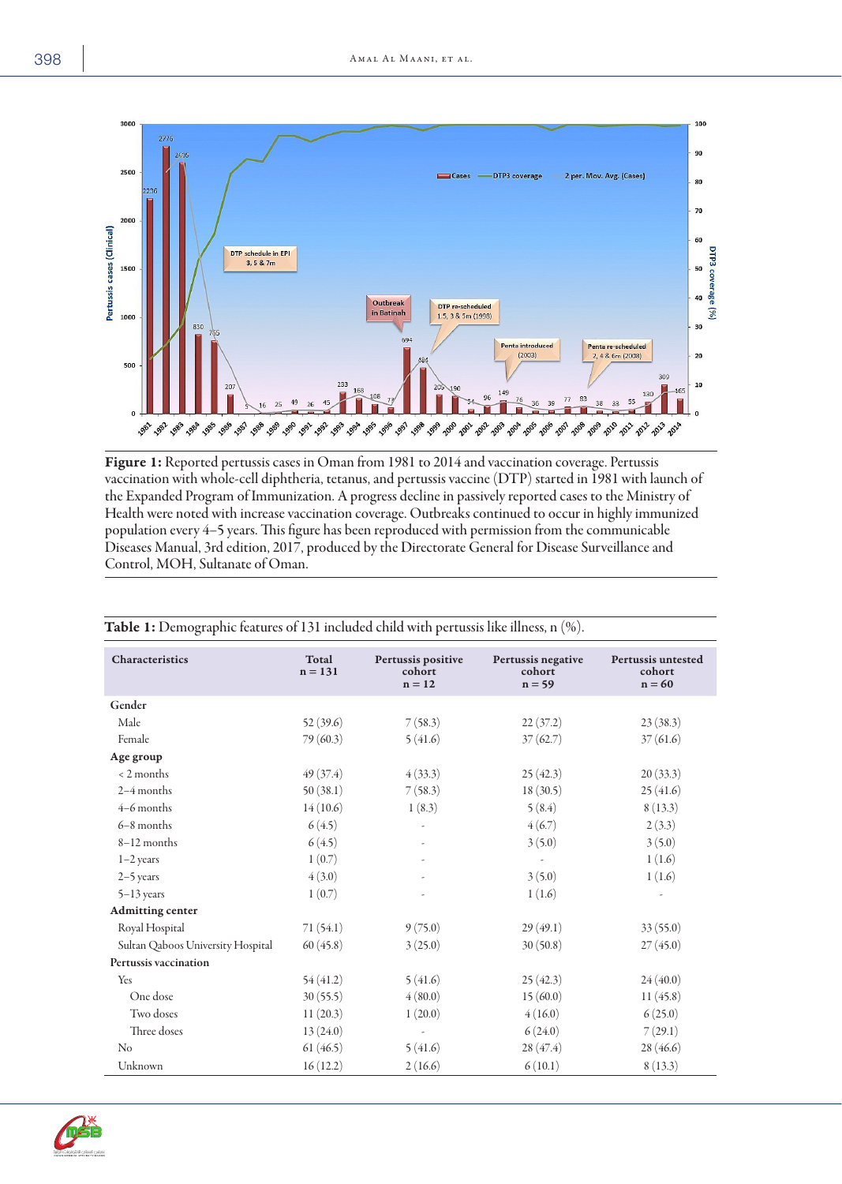**Figure 1:** Reported pertussis cases in Oman from 1981 to 2014 and vaccination coverage. Pertussis vaccination with whole-cell diphtheria, tetanus, and pertussis vaccine (DTP) started in 1981 with launch of the Expanded Program of Immunization. A progress decline in passively reported cases to the Ministry of Health were noted with increase vaccination coverage. Outbreaks continued to occur in highly immunized population every 4–5 years. This figure has been reproduced with permission from the communicable Diseases Manual, 3rd edition, 2017, produced by the Directorate General for Disease Surveillance and Control, MOH, Sultanate of Oman.

**Table 1:** Demographic features of 131 included child with pertussis like illness, n (%).

| Characteristics | Total n = 131 | Pertussis positive cohort n = 12 | Pertussis negative cohort n = 59 | Pertussis untested cohort n = 60 |
|---|---|---|---|---|
| **Gender** | | | | |
| Male | 52 (39.6) | 7 (58.3) | 22 (37.2) | 23 (38.3) |
| Female | 79 (60.3) | 5 (41.6) | 37 (62.7) | 37 (61.6) |
| **Age group** | | | | |
| < 2 months | 49 (37.4) | 4 (33.3) | 25 (42.3) | 20 (33.3) |
| 2–4 months | 50 (38.1) | 7 (58.3) | 18 (30.5) | 25 (41.6) |
| 4–6 months | 14 (10.6) | 1 (8.3) | 5 (8.4) | 8 (13.3) |
| 6–8 months | 6 (4.5) | - | 4 (6.7) | 2 (3.3) |
| 8–12 months | 6 (4.5) | - | 3 (5.0) | 3 (5.0) |
| 1–2 years | 1 (0.7) | - | - | 1 (1.6) |
| 2–5 years | 4 (3.0) | - | 3 (5.0) | 1 (1.6) |
| 5–13 years | 1 (0.7) | - | 1 (1.6) | - |
| **Admitting center** | | | | |
| Royal Hospital | 71 (54.1) | 9 (75.0) | 29 (49.1) | 33 (55.0) |
| Sultan Qaboos University Hospital | 60 (45.8) | 3 (25.0) | 30 (50.8) | 27 (45.0) |
| **Pertussis vaccination** | | | | |
| Yes | 54 (41.2) | 5 (41.6) | 25 (42.3) | 24 (40.0) |
| One dose | 30 (55.5) | 4 (80.0) | 15 (60.0) | 11 (45.8) |
| Two doses | 11 (20.3) | 1 (20.0) | 4 (16.0) | 6 (25.0) |
| Three doses | 13 (24.0) | - | 6 (24.0) | 7 (29.1) |
| No | 61 (46.5) | 5 (41.6) | 28 (47.4) | 28 (46.6) |
| Unknown | 16 (12.2) | 2 (16.6) | 6 (10.1) | 8 (13.3) |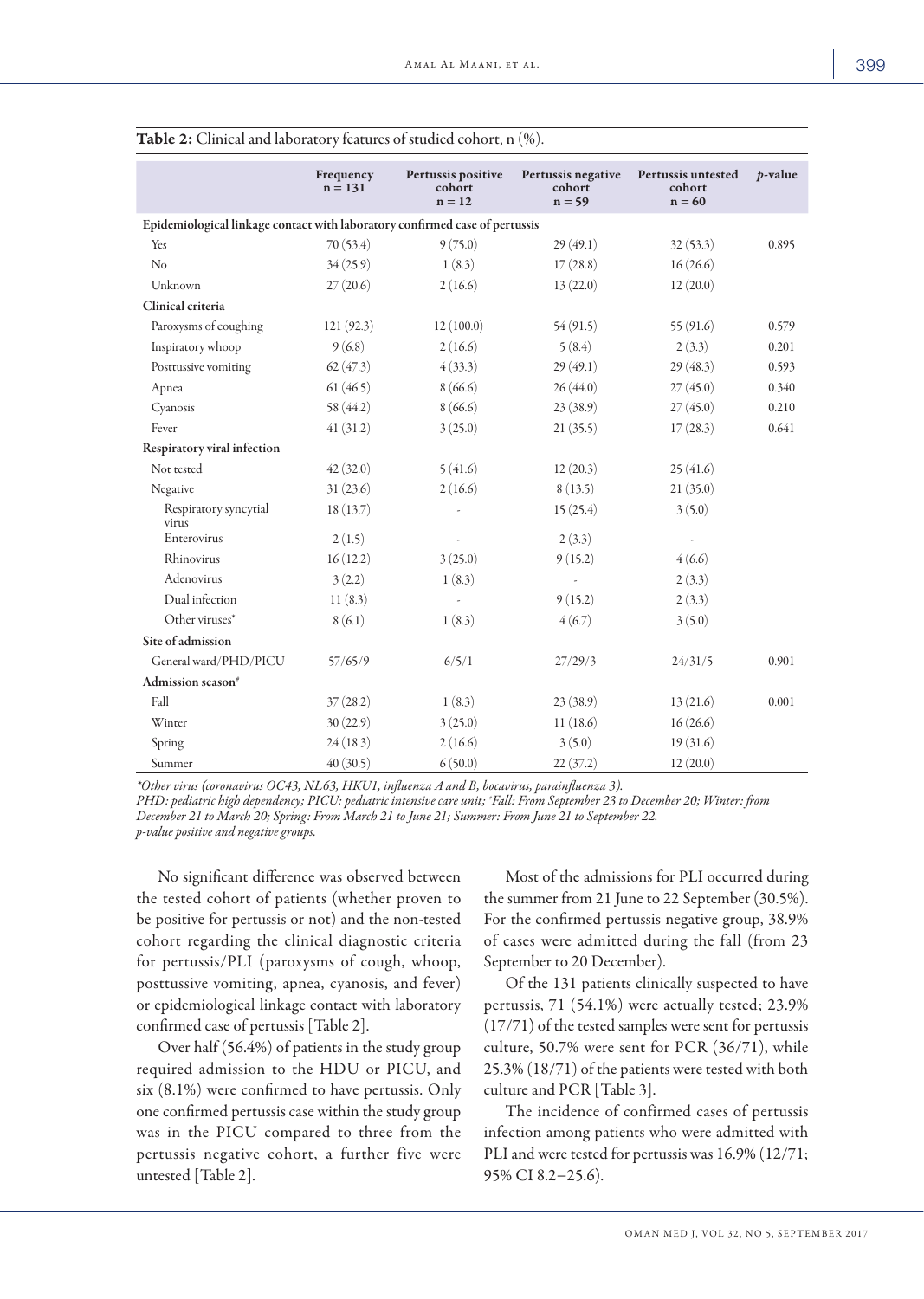**Table 2:** Clinical and laboratory features of studied cohort, n (%).

| | Frequency n = 131 | Pertussis positive cohort n = 12 | Pertussis negative cohort n = 59 | Pertussis untested cohort n = 60 | *p*-value |
|---|---|---|---|---|---|
| **Epidemiological linkage contact with laboratory confirmed case of pertussis** | | | | | |
| Yes | 70 (53.4) | 9 (75.0) | 29 (49.1) | 32 (53.3) | 0.895 |
| No | 34 (25.9) | 1 (8.3) | 17 (28.8) | 16 (26.6) | |
| Unknown | 27 (20.6) | 2 (16.6) | 13 (22.0) | 12 (20.0) | |
| **Clinical criteria** | | | | | |
| Paroxysms of coughing | 121 (92.3) | 12 (100.0) | 54 (91.5) | 55 (91.6) | 0.579 |
| Inspiratory whoop | 9 (6.8) | 2 (16.6) | 5 (8.4) | 2 (3.3) | 0.201 |
| Posttussive vomiting | 62 (47.3) | 4 (33.3) | 29 (49.1) | 29 (48.3) | 0.593 |
| Apnea | 61 (46.5) | 8 (66.6) | 26 (44.0) | 27 (45.0) | 0.340 |
| Cyanosis | 58 (44.2) | 8 (66.6) | 23 (38.9) | 27 (45.0) | 0.210 |
| Fever | 41 (31.2) | 3 (25.0) | 21 (35.5) | 17 (28.3) | 0.641 |
| **Respiratory viral infection** | | | | | |
| Not tested | 42 (32.0) | 5 (41.6) | 12 (20.3) | 25 (41.6) | |
| Negative | 31 (23.6) | 2 (16.6) | 8 (13.5) | 21 (35.0) | |
| Respiratory syncytial virus | 18 (13.7) | - | 15 (25.4) | 3 (5.0) | |
| Enterovirus | 2 (1.5) | - | 2 (3.3) | - | |
| Rhinovirus | 16 (12.2) | 3 (25.0) | 9 (15.2) | 4 (6.6) | |
| Adenovirus | 3 (2.2) | 1 (8.3) | - | 2 (3.3) | |
| Dual infection | 11 (8.3) | - | 9 (15.2) | 2 (3.3) | |
| Other viruses* | 8 (6.1) | 1 (8.3) | 4 (6.7) | 3 (5.0) | |
| **Site of admission** | | | | | |
| General ward/PHD/PICU | 57/65/9 | 6/5/1 | 27/29/3 | 24/31/5 | 0.901 |
| **Admission season**[#] | | | | | |
| Fall | 37 (28.2) | 1 (8.3) | 23 (38.9) | 13 (21.6) | 0.001 |
| Winter | 30 (22.9) | 3 (25.0) | 11 (18.6) | 16 (26.6) | |
| Spring | 24 (18.3) | 2 (16.6) | 3 (5.0) | 19 (31.6) | |
| Summer | 40 (30.5) | 6 (50.0) | 22 (37.2) | 12 (20.0) | |

*\*Other virus (coronavirus OC43, NL63, HKU1, influenza A and B, bocavirus, parainfluenza 3).*
*PHD: pediatric high dependency; PICU: pediatric intensive care unit; #Fall: From September 23 to December 20; Winter: from December 21 to March 20; Spring: From March 21 to June 21; Summer: From June 21 to September 22.*
*p-value positive and negative groups.*

No significant difference was observed between the tested cohort of patients (whether proven to be positive for pertussis or not) and the non-tested cohort regarding the clinical diagnostic criteria for pertussis/PLI (paroxysms of cough, whoop, posttussive vomiting, apnea, cyanosis, and fever) or epidemiological linkage contact with laboratory confirmed case of pertussis [Table 2].

Over half (56.4%) of patients in the study group required admission to the HDU or PICU, and six (8.1%) were confirmed to have pertussis. Only one confirmed pertussis case within the study group was in the PICU compared to three from the pertussis negative cohort, a further five were untested [Table 2].

Most of the admissions for PLI occurred during the summer from 21 June to 22 September (30.5%). For the confirmed pertussis negative group, 38.9% of cases were admitted during the fall (from 23 September to 20 December).

Of the 131 patients clinically suspected to have pertussis, 71 (54.1%) were actually tested; 23.9% (17/71) of the tested samples were sent for pertussis culture, 50.7% were sent for PCR (36/71), while 25.3% (18/71) of the patients were tested with both culture and PCR [Table 3].

The incidence of confirmed cases of pertussis infection among patients who were admitted with PLI and were tested for pertussis was 16.9% (12/71; 95% CI 8.2–25.6).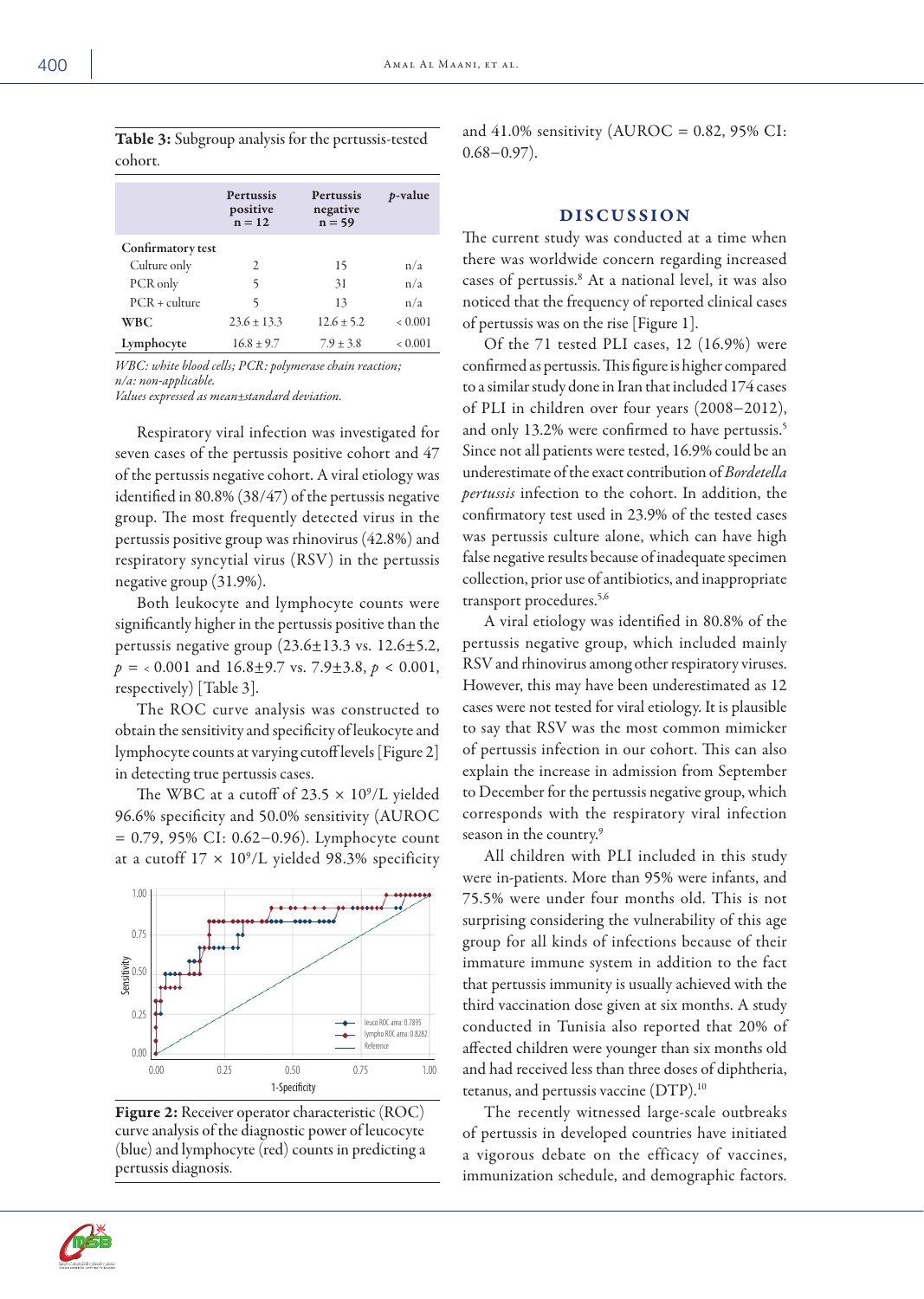**Table 3:** Subgroup analysis for the pertussis-tested cohort.

| | Pertussis positive n = 12 | Pertussis negative n = 59 | *p*-value |
|---|---|---|---|
| **Confirmatory test** | | | |
| Culture only | 2 | 15 | n/a |
| PCR only | 5 | 31 | n/a |
| PCR + culture | 5 | 13 | n/a |
| **WBC** | 23.6 ± 13.3 | 12.6 ± 5.2 | < 0.001 |
| **Lymphocyte** | 16.8 ± 9.7 | 7.9 ± 3.8 | < 0.001 |

*WBC: white blood cells; PCR: polymerase chain reaction; n/a: non-applicable.*
*Values expressed as mean±standard deviation.*

Respiratory viral infection was investigated for seven cases of the pertussis positive cohort and 47 of the pertussis negative cohort. A viral etiology was identified in 80.8% (38/47) of the pertussis negative group. The most frequently detected virus in the pertussis positive group was rhinovirus (42.8%) and respiratory syncytial virus (RSV) in the pertussis negative group (31.9%).

Both leukocyte and lymphocyte counts were significantly higher in the pertussis positive than the pertussis negative group (23.6±13.3 vs. 12.6±5.2, $p$ = < 0.001 and 16.8±9.7 vs. 7.9±3.8, $p < 0.001$, respectively) [Table 3].

The ROC curve analysis was constructed to obtain the sensitivity and specificity of leukocyte and lymphocyte counts at varying cutoff levels [Figure 2] in detecting true pertussis cases.

The WBC at a cutoff of 23.5 × $10^9$/L yielded 96.6% specificity and 50.0% sensitivity (AUROC = 0.79, 95% CI: 0.62–0.96). Lymphocyte count at a cutoff 17 × $10^9$/L yielded 98.3% specificity and 41.0% sensitivity (AUROC = 0.82, 95% CI: 0.68–0.97).

**Figure 2:** Receiver operator characteristic (ROC) curve analysis of the diagnostic power of leucocyte (blue) and lymphocyte (red) counts in predicting a pertussis diagnosis.

## DISCUSSION

The current study was conducted at a time when there was worldwide concern regarding increased cases of pertussis.[8] At a national level, it was also noticed that the frequency of reported clinical cases of pertussis was on the rise [Figure 1].

Of the 71 tested PLI cases, 12 (16.9%) were confirmed as pertussis. This figure is higher compared to a similar study done in Iran that included 174 cases of PLI in children over four years (2008–2012), and only 13.2% were confirmed to have pertussis.[5] Since not all patients were tested, 16.9% could be an underestimate of the exact contribution of *Bordetella pertussis* infection to the cohort. In addition, the confirmatory test used in 23.9% of the tested cases was pertussis culture alone, which can have high false negative results because of inadequate specimen collection, prior use of antibiotics, and inappropriate transport procedures.[5,6]

A viral etiology was identified in 80.8% of the pertussis negative group, which included mainly RSV and rhinovirus among other respiratory viruses. However, this may have been underestimated as 12 cases were not tested for viral etiology. It is plausible to say that RSV was the most common mimicker of pertussis infection in our cohort. This can also explain the increase in admission from September to December for the pertussis negative group, which corresponds with the respiratory viral infection season in the country.[9]

All children with PLI included in this study were in-patients. More than 95% were infants, and 75.5% were under four months old. This is not surprising considering the vulnerability of this age group for all kinds of infections because of their immature immune system in addition to the fact that pertussis immunity is usually achieved with the third vaccination dose given at six months. A study conducted in Tunisia also reported that 20% of affected children were younger than six months old and had received less than three doses of diphtheria, tetanus, and pertussis vaccine (DTP).[10]

The recently witnessed large-scale outbreaks of pertussis in developed countries have initiated a vigorous debate on the efficacy of vaccines, immunization schedule, and demographic factors.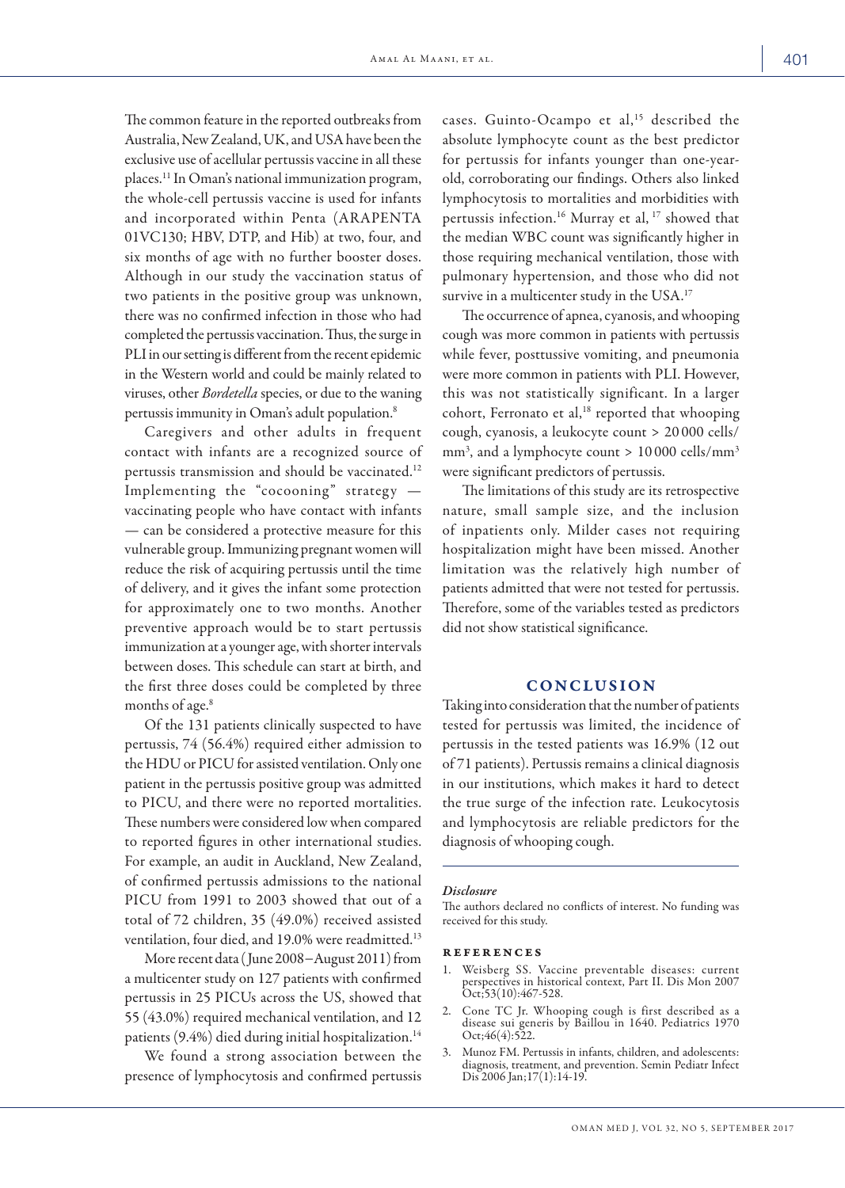The common feature in the reported outbreaks from Australia, New Zealand, UK, and USA have been the exclusive use of acellular pertussis vaccine in all these places.[11] In Oman's national immunization program, the whole-cell pertussis vaccine is used for infants and incorporated within Penta (ARAPENTA 01VC130; HBV, DTP, and Hib) at two, four, and six months of age with no further booster doses. Although in our study the vaccination status of two patients in the positive group was unknown, there was no confirmed infection in those who had completed the pertussis vaccination. Thus, the surge in PLI in our setting is different from the recent epidemic in the Western world and could be mainly related to viruses, other *Bordetella* species, or due to the waning pertussis immunity in Oman's adult population.[8]

Caregivers and other adults in frequent contact with infants are a recognized source of pertussis transmission and should be vaccinated.[12] Implementing the "cocooning" strategy — vaccinating people who have contact with infants — can be considered a protective measure for this vulnerable group. Immunizing pregnant women will reduce the risk of acquiring pertussis until the time of delivery, and it gives the infant some protection for approximately one to two months. Another preventive approach would be to start pertussis immunization at a younger age, with shorter intervals between doses. This schedule can start at birth, and the first three doses could be completed by three months of age.[8]

Of the 131 patients clinically suspected to have pertussis, 74 (56.4%) required either admission to the HDU or PICU for assisted ventilation. Only one patient in the pertussis positive group was admitted to PICU, and there were no reported mortalities. These numbers were considered low when compared to reported figures in other international studies. For example, an audit in Auckland, New Zealand, of confirmed pertussis admissions to the national PICU from 1991 to 2003 showed that out of a total of 72 children, 35 (49.0%) received assisted ventilation, four died, and 19.0% were readmitted.[13]

More recent data (June 2008–August 2011) from a multicenter study on 127 patients with confirmed pertussis in 25 PICUs across the US, showed that 55 (43.0%) required mechanical ventilation, and 12 patients (9.4%) died during initial hospitalization.[14]

We found a strong association between the presence of lymphocytosis and confirmed pertussis cases. Guinto-Ocampo et al,[15] described the absolute lymphocyte count as the best predictor for pertussis for infants younger than one-year-old, corroborating our findings. Others also linked lymphocytosis to mortalities and morbidities with pertussis infection.[16] Murray et al,[17] showed that the median WBC count was significantly higher in those requiring mechanical ventilation, those with pulmonary hypertension, and those who did not survive in a multicenter study in the USA.[17]

The occurrence of apnea, cyanosis, and whooping cough was more common in patients with pertussis while fever, posttussive vomiting, and pneumonia were more common in patients with PLI. However, this was not statistically significant. In a larger cohort, Ferronato et al,[18] reported that whooping cough, cyanosis, a leukocyte count > 20 000 cells/mm$^3$, and a lymphocyte count > 10 000 cells/mm$^3$ were significant predictors of pertussis.

The limitations of this study are its retrospective nature, small sample size, and the inclusion of inpatients only. Milder cases not requiring hospitalization might have been missed. Another limitation was the relatively high number of patients admitted that were not tested for pertussis. Therefore, some of the variables tested as predictors did not show statistical significance.

## CONCLUSION

Taking into consideration that the number of patients tested for pertussis was limited, the incidence of pertussis in the tested patients was 16.9% (12 out of 71 patients). Pertussis remains a clinical diagnosis in our institutions, which makes it hard to detect the true surge of the infection rate. Leukocytosis and lymphocytosis are reliable predictors for the diagnosis of whooping cough.

### *Disclosure*

The authors declared no conflicts of interest. No funding was received for this study.

## REFERENCES

1. Weisberg SS. Vaccine preventable diseases: current perspectives in historical context, Part II. Dis Mon 2007 Oct;53(10):467-528.
2. Cone TC Jr. Whooping cough is first described as a disease sui generis by Baillou in 1640. Pediatrics 1970 Oct;46(4):522.
3. Munoz FM. Pertussis in infants, children, and adolescents: diagnosis, treatment, and prevention. Semin Pediatr Infect Dis 2006 Jan;17(1):14-19.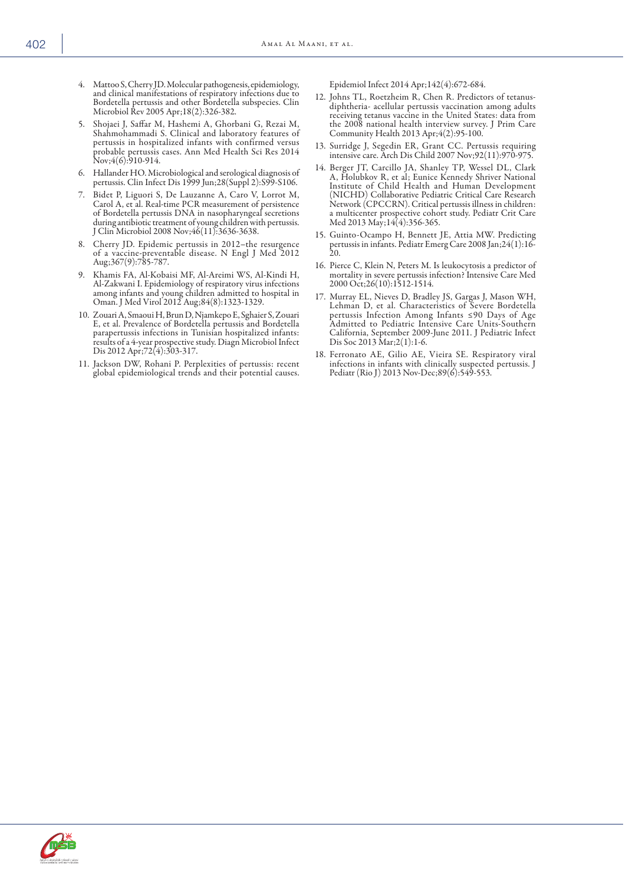4. Mattoo S, Cherry JD. Molecular pathogenesis, epidemiology, and clinical manifestations of respiratory infections due to Bordetella pertussis and other Bordetella subspecies. Clin Microbiol Rev 2005 Apr;18(2):326-382.
5. Shojaei J, Saffar M, Hashemi A, Ghorbani G, Rezai M, Shahmohammadi S. Clinical and laboratory features of pertussis in hospitalized infants with confirmed versus probable pertussis cases. Ann Med Health Sci Res 2014 Nov;4(6):910-914.
6. Hallander HO. Microbiological and serological diagnosis of pertussis. Clin Infect Dis 1999 Jun;28(Suppl 2):S99-S106.
7. Bidet P, Liguori S, De Lauzanne A, Caro V, Lorrot M, Carol A, et al. Real-time PCR measurement of persistence of Bordetella pertussis DNA in nasopharyngeal secretions during antibiotic treatment of young children with pertussis. J Clin Microbiol 2008 Nov;46(11):3636-3638.
8. Cherry JD. Epidemic pertussis in 2012–the resurgence of a vaccine-preventable disease. N Engl J Med 2012 Aug;367(9):785-787.
9. Khamis FA, Al-Kobaisi MF, Al-Areimi WS, Al-Kindi H, Al-Zakwani I. Epidemiology of respiratory virus infections among infants and young children admitted to hospital in Oman. J Med Virol 2012 Aug;84(8):1323-1329.
10. Zouari A, Smaoui H, Brun D, Njamkepo E, Sghaier S, Zouari E, et al. Prevalence of Bordetella pertussis and Bordetella parapertussis infections in Tunisian hospitalized infants: results of a 4-year prospective study. Diagn Microbiol Infect Dis 2012 Apr;72(4):303-317.
11. Jackson DW, Rohani P. Perplexities of pertussis: recent global epidemiological trends and their potential causes. Epidemiol Infect 2014 Apr;142(4):672-684.
12. Johns TL, Roetzheim R, Chen R. Predictors of tetanus-diphtheria- acellular pertussis vaccination among adults receiving tetanus vaccine in the United States: data from the 2008 national health interview survey. J Prim Care Community Health 2013 Apr;4(2):95-100.
13. Surridge J, Segedin ER, Grant CC. Pertussis requiring intensive care. Arch Dis Child 2007 Nov;92(11):970-975.
14. Berger JT, Carcillo JA, Shanley TP, Wessel DL, Clark A, Holubkov R, et al; Eunice Kennedy Shriver National Institute of Child Health and Human Development (NICHD) Collaborative Pediatric Critical Care Research Network (CPCCRN). Critical pertussis illness in children: a multicenter prospective cohort study. Pediatr Crit Care Med 2013 May;14(4):356-365.
15. Guinto-Ocampo H, Bennett JE, Attia MW. Predicting pertussis in infants. Pediatr Emerg Care 2008 Jan;24(1):16-20.
16. Pierce C, Klein N, Peters M. Is leukocytosis a predictor of mortality in severe pertussis infection? Intensive Care Med 2000 Oct;26(10):1512-1514.
17. Murray EL, Nieves D, Bradley JS, Gargas J, Mason WH, Lehman D, et al. Characteristics of Severe Bordetella pertussis Infection Among Infants ≤90 Days of Age Admitted to Pediatric Intensive Care Units-Southern California, September 2009-June 2011. J Pediatric Infect Dis Soc 2013 Mar;2(1):1-6.
18. Ferronato AE, Gilio AE, Vieira SE. Respiratory viral infections in infants with clinically suspected pertussis. J Pediatr (Rio J) 2013 Nov-Dec;89(6):549-553.